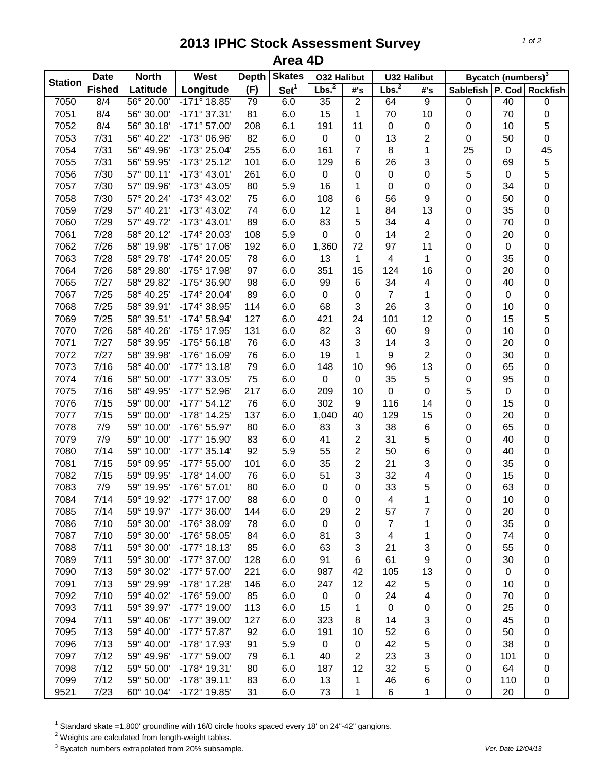# 2013 IPHC Stock Assessment Survey
## Area 4D

| Station | Date | North | West | Depth | Skates | O32 Halibut | | U32 Halibut | | Bycatch (numbers)[3] | | |
|---|---|---|---|---|---|---|---|---|---|---|---|---|
| | Fished | Latitude | Longitude | (F) | Set[1] | Lbs.[2] | #'s | Lbs.[2] | #'s | Sablefish | P. Cod | Rockfish |
| 7050 | 8/4 | 56° 20.00' | -171° 18.85' | 79 | 6.0 | 35 | 2 | 64 | 9 | 0 | 40 | 0 |
| 7051 | 8/4 | 56° 30.00' | -171° 37.31' | 81 | 6.0 | 15 | 1 | 70 | 10 | 0 | 70 | 0 |
| 7052 | 8/4 | 56° 30.18' | -171° 57.00' | 208 | 6.1 | 191 | 11 | 0 | 0 | 0 | 10 | 5 |
| 7053 | 7/31 | 56° 40.22' | -173° 06.96' | 82 | 6.0 | 0 | 0 | 13 | 2 | 0 | 50 | 0 |
| 7054 | 7/31 | 56° 49.96' | -173° 25.04' | 255 | 6.0 | 161 | 7 | 8 | 1 | 25 | 0 | 45 |
| 7055 | 7/31 | 56° 59.95' | -173° 25.12' | 101 | 6.0 | 129 | 6 | 26 | 3 | 0 | 69 | 5 |
| 7056 | 7/30 | 57° 00.11' | -173° 43.01' | 261 | 6.0 | 0 | 0 | 0 | 0 | 5 | 0 | 5 |
| 7057 | 7/30 | 57° 09.96' | -173° 43.05' | 80 | 5.9 | 16 | 1 | 0 | 0 | 0 | 34 | 0 |
| 7058 | 7/30 | 57° 20.24' | -173° 43.02' | 75 | 6.0 | 108 | 6 | 56 | 9 | 0 | 50 | 0 |
| 7059 | 7/29 | 57° 40.21' | -173° 43.02' | 74 | 6.0 | 12 | 1 | 84 | 13 | 0 | 35 | 0 |
| 7060 | 7/29 | 57° 49.72' | -173° 43.01' | 89 | 6.0 | 83 | 5 | 34 | 4 | 0 | 70 | 0 |
| 7061 | 7/28 | 58° 20.12' | -174° 20.03' | 108 | 5.9 | 0 | 0 | 14 | 2 | 0 | 20 | 0 |
| 7062 | 7/26 | 58° 19.98' | -175° 17.06' | 192 | 6.0 | 1,360 | 72 | 97 | 11 | 0 | 0 | 0 |
| 7063 | 7/28 | 58° 29.78' | -174° 20.05' | 78 | 6.0 | 13 | 1 | 4 | 1 | 0 | 35 | 0 |
| 7064 | 7/26 | 58° 29.80' | -175° 17.98' | 97 | 6.0 | 351 | 15 | 124 | 16 | 0 | 20 | 0 |
| 7065 | 7/27 | 58° 29.82' | -175° 36.90' | 98 | 6.0 | 99 | 6 | 34 | 4 | 0 | 40 | 0 |
| 7067 | 7/25 | 58° 40.25' | -174° 20.04' | 89 | 6.0 | 0 | 0 | 7 | 1 | 0 | 0 | 0 |
| 7068 | 7/25 | 58° 39.91' | -174° 38.95' | 114 | 6.0 | 68 | 3 | 26 | 3 | 0 | 10 | 0 |
| 7069 | 7/25 | 58° 39.51' | -174° 58.94' | 127 | 6.0 | 421 | 24 | 101 | 12 | 0 | 15 | 5 |
| 7070 | 7/26 | 58° 40.26' | -175° 17.95' | 131 | 6.0 | 82 | 3 | 60 | 9 | 0 | 10 | 0 |
| 7071 | 7/27 | 58° 39.95' | -175° 56.18' | 76 | 6.0 | 43 | 3 | 14 | 3 | 0 | 20 | 0 |
| 7072 | 7/27 | 58° 39.98' | -176° 16.09' | 76 | 6.0 | 19 | 1 | 9 | 2 | 0 | 30 | 0 |
| 7073 | 7/16 | 58° 40.00' | -177° 13.18' | 79 | 6.0 | 148 | 10 | 96 | 13 | 0 | 65 | 0 |
| 7074 | 7/16 | 58° 50.00' | -177° 33.05' | 75 | 6.0 | 0 | 0 | 35 | 5 | 0 | 95 | 0 |
| 7075 | 7/16 | 58° 49.95' | -177° 52.96' | 217 | 6.0 | 209 | 10 | 0 | 0 | 5 | 0 | 0 |
| 7076 | 7/15 | 59° 00.00' | -177° 54.12' | 76 | 6.0 | 302 | 9 | 116 | 14 | 0 | 15 | 0 |
| 7077 | 7/15 | 59° 00.00' | -178° 14.25' | 137 | 6.0 | 1,040 | 40 | 129 | 15 | 0 | 20 | 0 |
| 7078 | 7/9 | 59° 10.00' | -176° 55.97' | 80 | 6.0 | 83 | 3 | 38 | 6 | 0 | 65 | 0 |
| 7079 | 7/9 | 59° 10.00' | -177° 15.90' | 83 | 6.0 | 41 | 2 | 31 | 5 | 0 | 40 | 0 |
| 7080 | 7/14 | 59° 10.00' | -177° 35.14' | 92 | 5.9 | 55 | 2 | 50 | 6 | 0 | 40 | 0 |
| 7081 | 7/15 | 59° 09.95' | -177° 55.00' | 101 | 6.0 | 35 | 2 | 21 | 3 | 0 | 35 | 0 |
| 7082 | 7/15 | 59° 09.95' | -178° 14.00' | 76 | 6.0 | 51 | 3 | 32 | 4 | 0 | 15 | 0 |
| 7083 | 7/9 | 59° 19.95' | -176° 57.01' | 80 | 6.0 | 0 | 0 | 33 | 5 | 0 | 63 | 0 |
| 7084 | 7/14 | 59° 19.92' | -177° 17.00' | 88 | 6.0 | 0 | 0 | 4 | 1 | 0 | 10 | 0 |
| 7085 | 7/14 | 59° 19.97' | -177° 36.00' | 144 | 6.0 | 29 | 2 | 57 | 7 | 0 | 20 | 0 |
| 7086 | 7/10 | 59° 30.00' | -176° 38.09' | 78 | 6.0 | 0 | 0 | 7 | 1 | 0 | 35 | 0 |
| 7087 | 7/10 | 59° 30.00' | -176° 58.05' | 84 | 6.0 | 81 | 3 | 4 | 1 | 0 | 74 | 0 |
| 7088 | 7/11 | 59° 30.00' | -177° 18.13' | 85 | 6.0 | 63 | 3 | 21 | 3 | 0 | 55 | 0 |
| 7089 | 7/11 | 59° 30.00' | -177° 37.00' | 128 | 6.0 | 91 | 6 | 61 | 9 | 0 | 30 | 0 |
| 7090 | 7/13 | 59° 30.02' | -177° 57.00' | 221 | 6.0 | 987 | 42 | 105 | 13 | 0 | 0 | 0 |
| 7091 | 7/13 | 59° 29.99' | -178° 17.28' | 146 | 6.0 | 247 | 12 | 42 | 5 | 0 | 10 | 0 |
| 7092 | 7/10 | 59° 40.02' | -176° 59.00' | 85 | 6.0 | 0 | 0 | 24 | 4 | 0 | 70 | 0 |
| 7093 | 7/11 | 59° 39.97' | -177° 19.00' | 113 | 6.0 | 15 | 1 | 0 | 0 | 0 | 25 | 0 |
| 7094 | 7/11 | 59° 40.06' | -177° 39.00' | 127 | 6.0 | 323 | 8 | 14 | 3 | 0 | 45 | 0 |
| 7095 | 7/13 | 59° 40.00' | -177° 57.87' | 92 | 6.0 | 191 | 10 | 52 | 6 | 0 | 50 | 0 |
| 7096 | 7/13 | 59° 40.00' | -178° 17.93' | 91 | 5.9 | 0 | 0 | 42 | 5 | 0 | 38 | 0 |
| 7097 | 7/12 | 59° 49.96' | -177° 59.00' | 79 | 6.1 | 40 | 2 | 23 | 3 | 0 | 101 | 0 |
| 7098 | 7/12 | 59° 50.00' | -178° 19.31' | 80 | 6.0 | 187 | 12 | 32 | 5 | 0 | 64 | 0 |
| 7099 | 7/12 | 59° 50.00' | -178° 39.11' | 83 | 6.0 | 13 | 1 | 46 | 6 | 0 | 110 | 0 |
| 9521 | 7/23 | 60° 10.04' | -172° 19.85' | 31 | 6.0 | 73 | 1 | 6 | 1 | 0 | 20 | 0 |

[1] Standard skate =1,800' groundline with 16/0 circle hooks spaced every 18' on 24"-42" gangions.

[2] Weights are calculated from length-weight tables.

[3] Bycatch numbers extrapolated from 20% subsample.

*Ver. Date 12/04/13*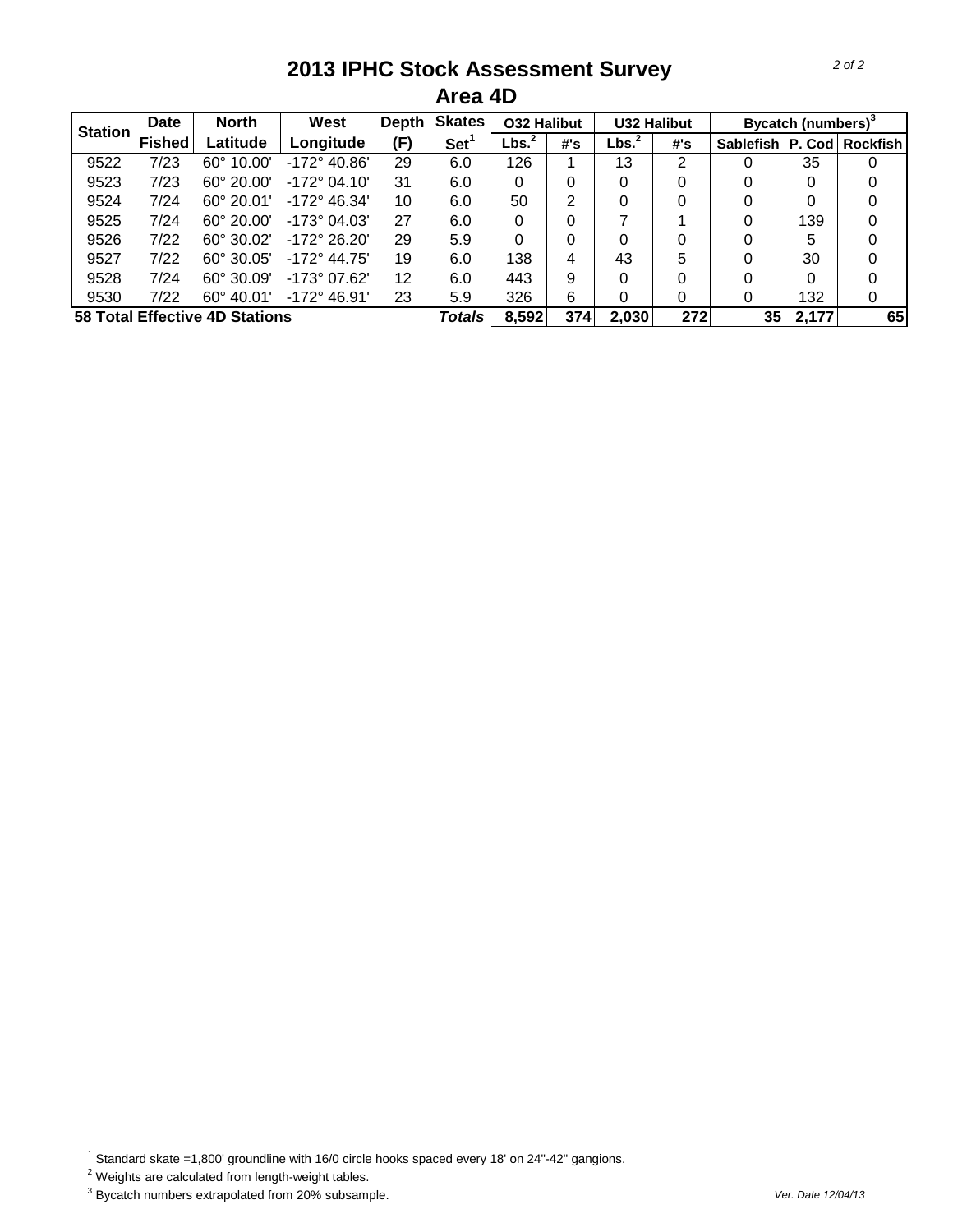# 2013 IPHC Stock Assessment Survey
## Area 4D

| Station | Date | North | West | Depth | Skates | O32 Halibut | | U32 Halibut | | Bycatch (numbers)[3] | | |
|---|---|---|---|---|---|---|---|---|---|---|---|---|
| | Fished | Latitude | Longitude | (F) | Set[1] | Lbs.[2] | #'s | Lbs.[2] | #'s | Sablefish | P. Cod | Rockfish |
| 9522 | 7/23 | 60° 10.00' | -172° 40.86' | 29 | 6.0 | 126 | 1 | 13 | 2 | 0 | 35 | 0 |
| 9523 | 7/23 | 60° 20.00' | -172° 04.10' | 31 | 6.0 | 0 | 0 | 0 | 0 | 0 | 0 | 0 |
| 9524 | 7/24 | 60° 20.01' | -172° 46.34' | 10 | 6.0 | 50 | 2 | 0 | 0 | 0 | 0 | 0 |
| 9525 | 7/24 | 60° 20.00' | -173° 04.03' | 27 | 6.0 | 0 | 0 | 7 | 1 | 0 | 139 | 0 |
| 9526 | 7/22 | 60° 30.02' | -172° 26.20' | 29 | 5.9 | 0 | 0 | 0 | 0 | 0 | 5 | 0 |
| 9527 | 7/22 | 60° 30.05' | -172° 44.75' | 19 | 6.0 | 138 | 4 | 43 | 5 | 0 | 30 | 0 |
| 9528 | 7/24 | 60° 30.09' | -173° 07.62' | 12 | 6.0 | 443 | 9 | 0 | 0 | 0 | 0 | 0 |
| 9530 | 7/22 | 60° 40.01' | -172° 46.91' | 23 | 5.9 | 326 | 6 | 0 | 0 | 0 | 132 | 0 |
| **58 Total Effective 4D Stations** | | | | | ***Totals*** | **8,592** | **374** | **2,030** | **272** | **35** | **2,177** | **65** |

[1] Standard skate =1,800' groundline with 16/0 circle hooks spaced every 18' on 24"-42" gangions.

[2] Weights are calculated from length-weight tables.

[3] Bycatch numbers extrapolated from 20% subsample.

*Ver. Date 12/04/13*